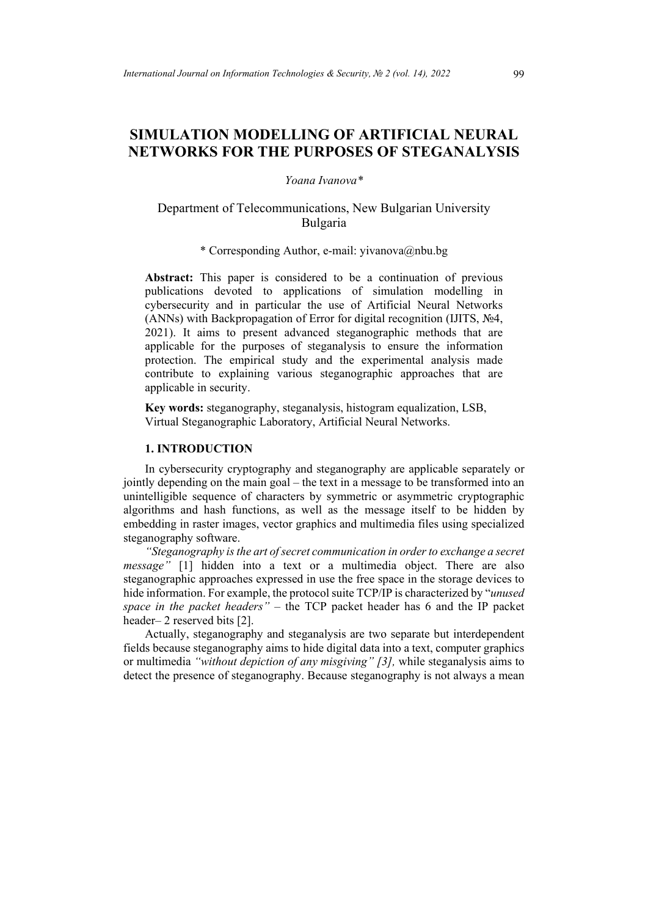# SIMULATION MODELLING OF ARTIFICIAL NEURAL NETWORKS FOR THE PURPOSES OF STEGANALYSIS

*Yoana Ivanova**

Department of Telecommunications, New Bulgarian University
Bulgaria

* Corresponding Author, e-mail: yivanova@nbu.bg

**Abstract:** This paper is considered to be a continuation of previous publications devoted to applications of simulation modelling in cybersecurity and in particular the use of Artificial Neural Networks (ANNs) with Backpropagation of Error for digital recognition (IJITS, №4, 2021). It aims to present advanced steganographic methods that are applicable for the purposes of steganalysis to ensure the information protection. The empirical study and the experimental analysis made contribute to explaining various steganographic approaches that are applicable in security.

**Key words:** steganography, steganalysis, histogram equalization, LSB, Virtual Steganographic Laboratory, Artificial Neural Networks.

## 1. INTRODUCTION

In cybersecurity cryptography and steganography are applicable separately or jointly depending on the main goal – the text in a message to be transformed into an unintelligible sequence of characters by symmetric or asymmetric cryptographic algorithms and hash functions, as well as the message itself to be hidden by embedding in raster images, vector graphics and multimedia files using specialized steganography software.

*"Steganography is the art of secret communication in order to exchange a secret message"* [1] hidden into a text or a multimedia object. There are also steganographic approaches expressed in use the free space in the storage devices to hide information. For example, the protocol suite TCP/IP is characterized by "*unused space in the packet headers"* – the TCP packet header has 6 and the IP packet header– 2 reserved bits [2].

Actually, steganography and steganalysis are two separate but interdependent fields because steganography aims to hide digital data into a text, computer graphics or multimedia *"without depiction of any misgiving" [3],* while steganalysis aims to detect the presence of steganography. Because steganography is not always a mean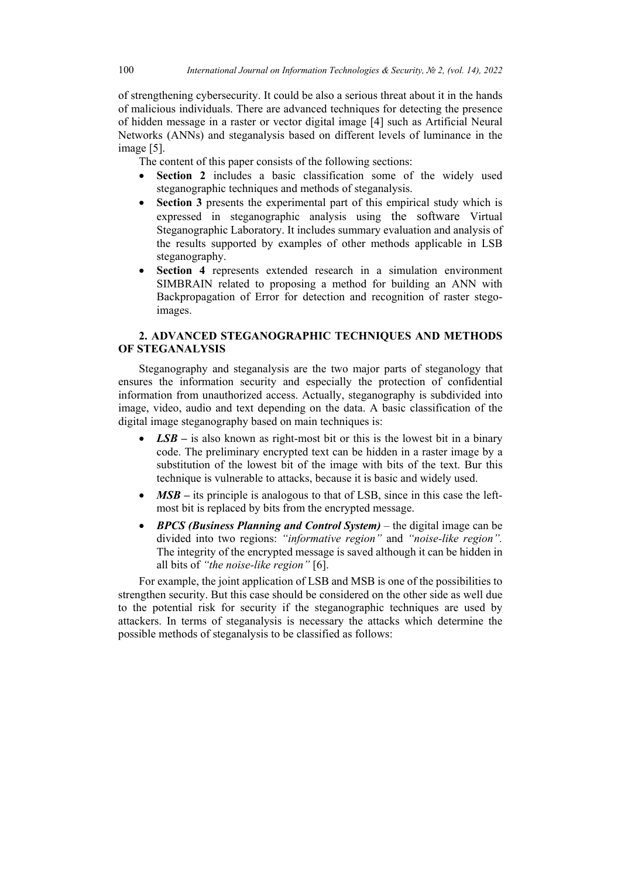of strengthening cybersecurity. It could be also a serious threat about it in the hands of malicious individuals. There are advanced techniques for detecting the presence of hidden message in a raster or vector digital image [4] such as Artificial Neural Networks (ANNs) and steganalysis based on different levels of luminance in the image [5].

The content of this paper consists of the following sections:

- **Section 2** includes a basic classification some of the widely used steganographic techniques and methods of steganalysis.
- **Section 3** presents the experimental part of this empirical study which is expressed in steganographic analysis using the software Virtual Steganographic Laboratory. It includes summary evaluation and analysis of the results supported by examples of other methods applicable in LSB steganography.
- **Section 4** represents extended research in a simulation environment SIMBRAIN related to proposing a method for building an ANN with Backpropagation of Error for detection and recognition of raster stego-images.

## 2. ADVANCED STEGANOGRAPHIC TECHNIQUES AND METHODS OF STEGANALYSIS

Steganography and steganalysis are the two major parts of steganology that ensures the information security and especially the protection of confidential information from unauthorized access. Actually, steganography is subdivided into image, video, audio and text depending on the data. A basic classification of the digital image steganography based on main techniques is:

- ***LSB*** **–** is also known as right-most bit or this is the lowest bit in a binary code. The preliminary encrypted text can be hidden in a raster image by a substitution of the lowest bit of the image with bits of the text. Bur this technique is vulnerable to attacks, because it is basic and widely used.
- ***MSB*** **–** its principle is analogous to that of LSB, since in this case the left-most bit is replaced by bits from the encrypted message.
- ***BPCS (Business Planning and Control System)*** – the digital image can be divided into two regions: *"informative region"* and *"noise-like region".* The integrity of the encrypted message is saved although it can be hidden in all bits of *"the noise-like region"* [6].

For example, the joint application of LSB and MSB is one of the possibilities to strengthen security. But this case should be considered on the other side as well due to the potential risk for security if the steganographic techniques are used by attackers. In terms of steganalysis is necessary the attacks which determine the possible methods of steganalysis to be classified as follows: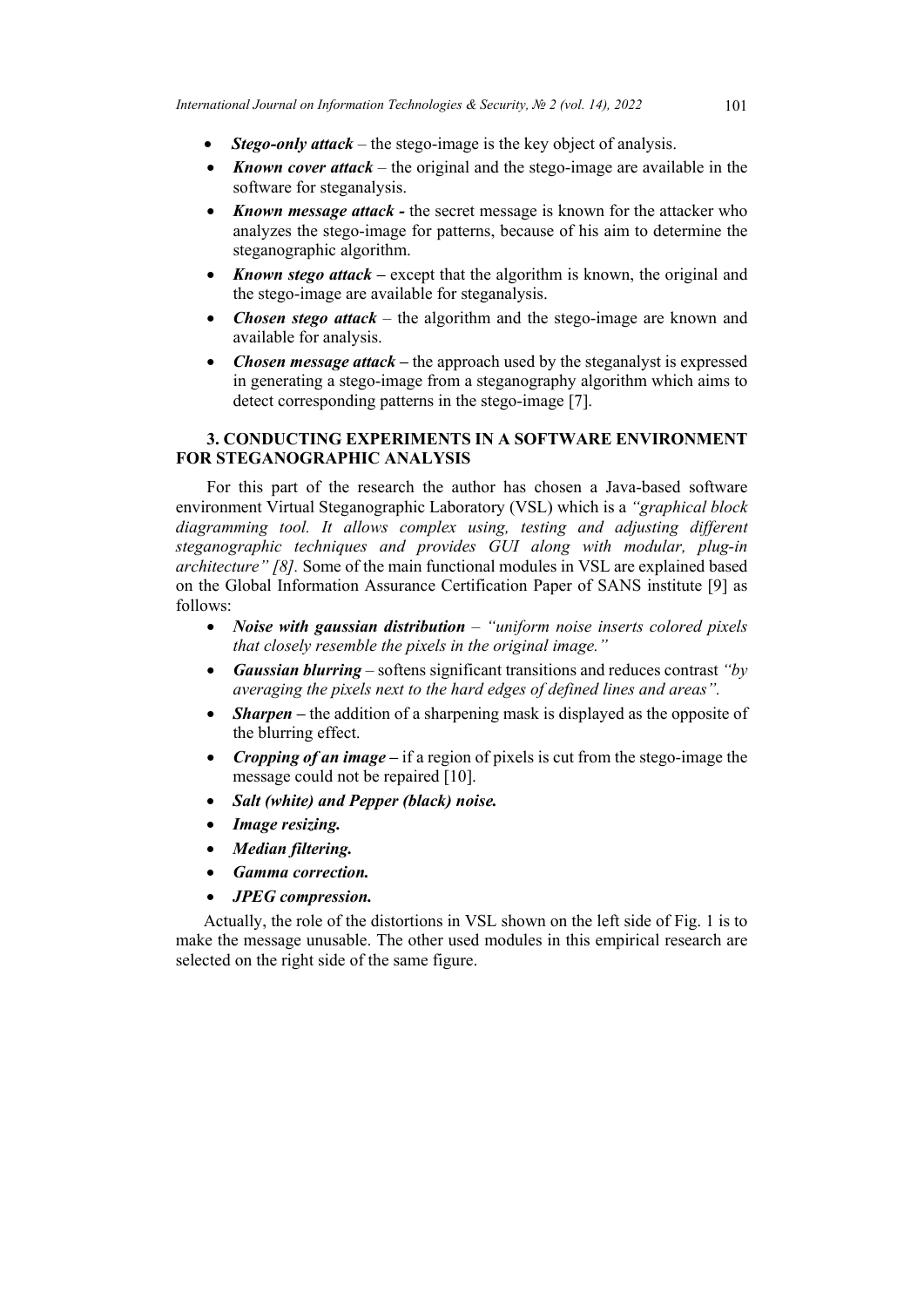- ***Stego-only attack*** – the stego-image is the key object of analysis.
- ***Known cover attack*** – the original and the stego-image are available in the software for steganalysis.
- ***Known message attack -*** the secret message is known for the attacker who analyzes the stego-image for patterns, because of his aim to determine the steganographic algorithm.
- ***Known stego attack –*** except that the algorithm is known, the original and the stego-image are available for steganalysis.
- ***Chosen stego attack*** – the algorithm and the stego-image are known and available for analysis.
- ***Chosen message attack –*** the approach used by the steganalyst is expressed in generating a stego-image from a steganography algorithm which aims to detect corresponding patterns in the stego-image [7].

## 3. CONDUCTING EXPERIMENTS IN A SOFTWARE ENVIRONMENT FOR STEGANOGRAPHIC ANALYSIS

For this part of the research the author has chosen a Java-based software environment Virtual Steganographic Laboratory (VSL) which is a *"graphical block diagramming tool. It allows complex using, testing and adjusting different steganographic techniques and provides GUI along with modular, plug-in architecture" [8].* Some of the main functional modules in VSL are explained based on the Global Information Assurance Certification Paper of SANS institute [9] as follows:

- ***Noise with gaussian distribution*** – *"uniform noise inserts colored pixels that closely resemble the pixels in the original image."*
- ***Gaussian blurring*** – softens significant transitions and reduces contrast *"by averaging the pixels next to the hard edges of defined lines and areas".*
- ***Sharpen –*** the addition of a sharpening mask is displayed as the opposite of the blurring effect.
- ***Cropping of an image –*** if a region of pixels is cut from the stego-image the message could not be repaired [10].
- ***Salt (white) and Pepper (black) noise.***
- ***Image resizing.***
- ***Median filtering.***
- ***Gamma correction.***
- ***JPEG compression.***

Actually, the role of the distortions in VSL shown on the left side of Fig. 1 is to make the message unusable. The other used modules in this empirical research are selected on the right side of the same figure.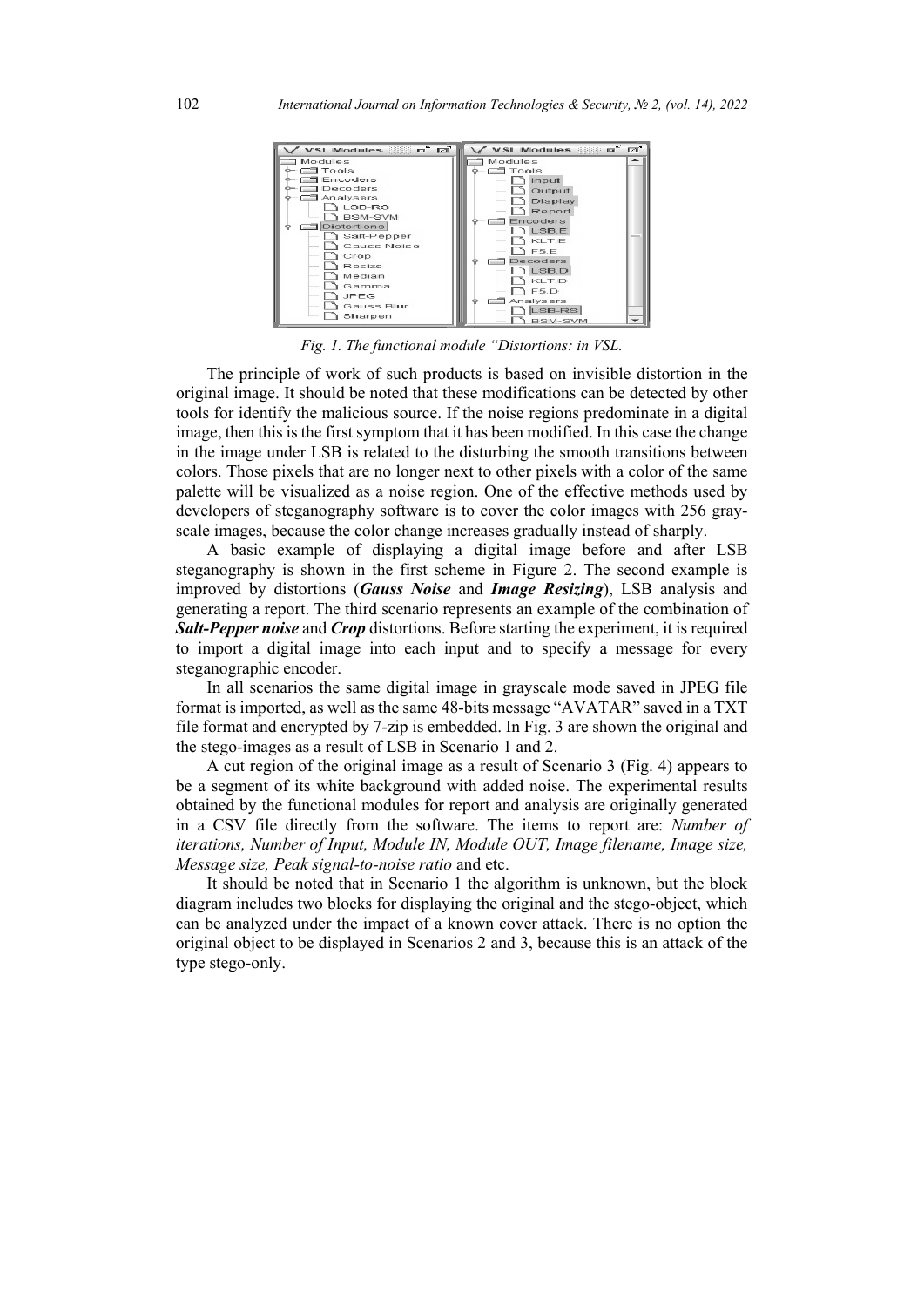Fig. 1. The functional module "Distortions: in VSL.

The principle of work of such products is based on invisible distortion in the original image. It should be noted that these modifications can be detected by other tools for identify the malicious source. If the noise regions predominate in a digital image, then this is the first symptom that it has been modified. In this case the change in the image under LSB is related to the disturbing the smooth transitions between colors. Those pixels that are no longer next to other pixels with a color of the same palette will be visualized as a noise region. One of the effective methods used by developers of steganography software is to cover the color images with 256 gray-scale images, because the color change increases gradually instead of sharply.

A basic example of displaying a digital image before and after LSB steganography is shown in the first scheme in Figure 2. The second example is improved by distortions (***Gauss Noise*** and ***Image Resizing***), LSB analysis and generating a report. The third scenario represents an example of the combination of ***Salt-Pepper noise*** and ***Crop*** distortions. Before starting the experiment, it is required to import a digital image into each input and to specify a message for every steganographic encoder.

In all scenarios the same digital image in grayscale mode saved in JPEG file format is imported, as well as the same 48-bits message "AVATAR" saved in a TXT file format and encrypted by 7-zip is embedded. In Fig. 3 are shown the original and the stego-images as a result of LSB in Scenario 1 and 2.

A cut region of the original image as a result of Scenario 3 (Fig. 4) appears to be a segment of its white background with added noise. The experimental results obtained by the functional modules for report and analysis are originally generated in a CSV file directly from the software. The items to report are: *Number of iterations, Number of Input, Module IN, Module OUT, Image filename, Image size, Message size, Peak signal-to-noise ratio* and etc.

It should be noted that in Scenario 1 the algorithm is unknown, but the block diagram includes two blocks for displaying the original and the stego-object, which can be analyzed under the impact of a known cover attack. There is no option the original object to be displayed in Scenarios 2 and 3, because this is an attack of the type stego-only.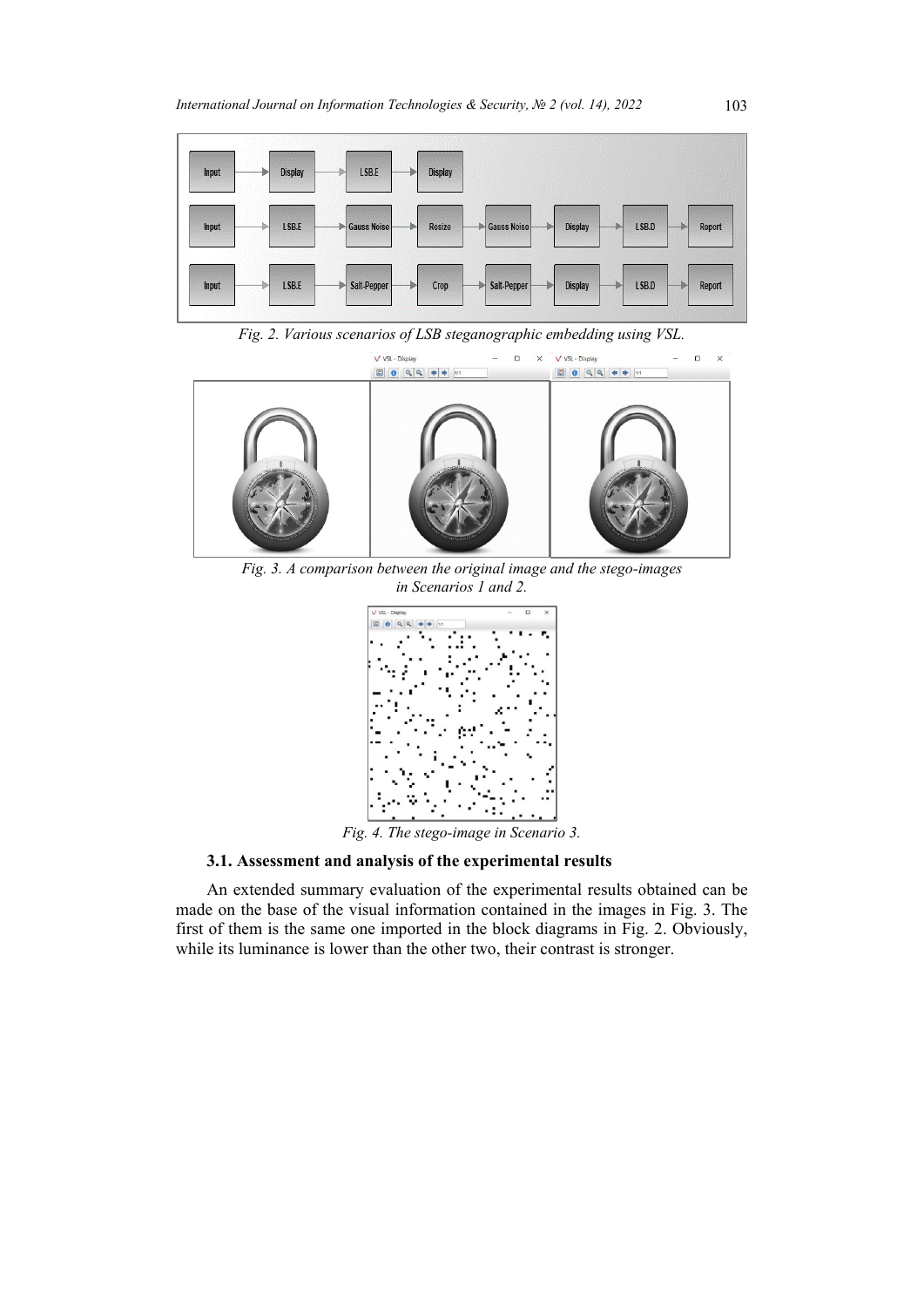Fig. 2. Various scenarios of LSB steganographic embedding using VSL.

Fig. 3. A comparison between the original image and the stego-images in Scenarios 1 and 2.

Fig. 4. The stego-image in Scenario 3.

### 3.1. Assessment and analysis of the experimental results

An extended summary evaluation of the experimental results obtained can be made on the base of the visual information contained in the images in Fig. 3. The first of them is the same one imported in the block diagrams in Fig. 2. Obviously, while its luminance is lower than the other two, their contrast is stronger.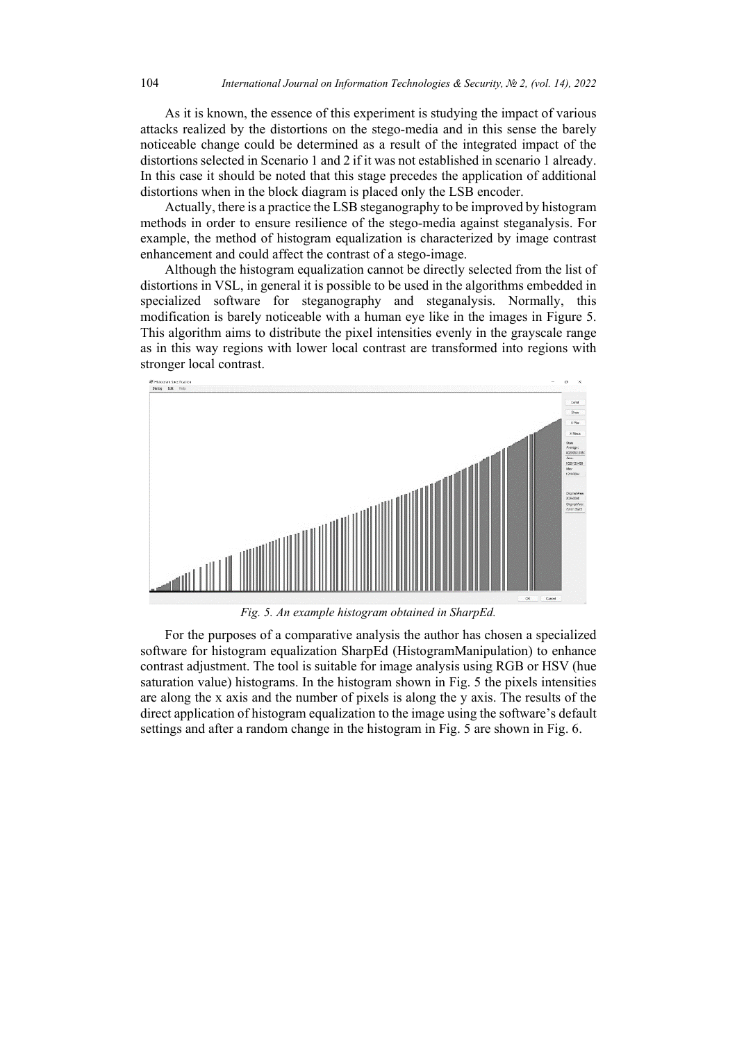As it is known, the essence of this experiment is studying the impact of various attacks realized by the distortions on the stego-media and in this sense the barely noticeable change could be determined as a result of the integrated impact of the distortions selected in Scenario 1 and 2 if it was not established in scenario 1 already. In this case it should be noted that this stage precedes the application of additional distortions when in the block diagram is placed only the LSB encoder.

Actually, there is a practice the LSB steganography to be improved by histogram methods in order to ensure resilience of the stego-media against steganalysis. For example, the method of histogram equalization is characterized by image contrast enhancement and could affect the contrast of a stego-image.

Although the histogram equalization cannot be directly selected from the list of distortions in VSL, in general it is possible to be used in the algorithms embedded in specialized software for steganography and steganalysis. Normally, this modification is barely noticeable with a human eye like in the images in Figure 5. This algorithm aims to distribute the pixel intensities evenly in the grayscale range as in this way regions with lower local contrast are transformed into regions with stronger local contrast.

*Fig. 5. An example histogram obtained in SharpEd.*

For the purposes of a comparative analysis the author has chosen a specialized software for histogram equalization SharpEd (HistogramManipulation) to enhance contrast adjustment. The tool is suitable for image analysis using RGB or HSV (hue saturation value) histograms. In the histogram shown in Fig. 5 the pixels intensities are along the x axis and the number of pixels is along the y axis. The results of the direct application of histogram equalization to the image using the software's default settings and after a random change in the histogram in Fig. 5 are shown in Fig. 6.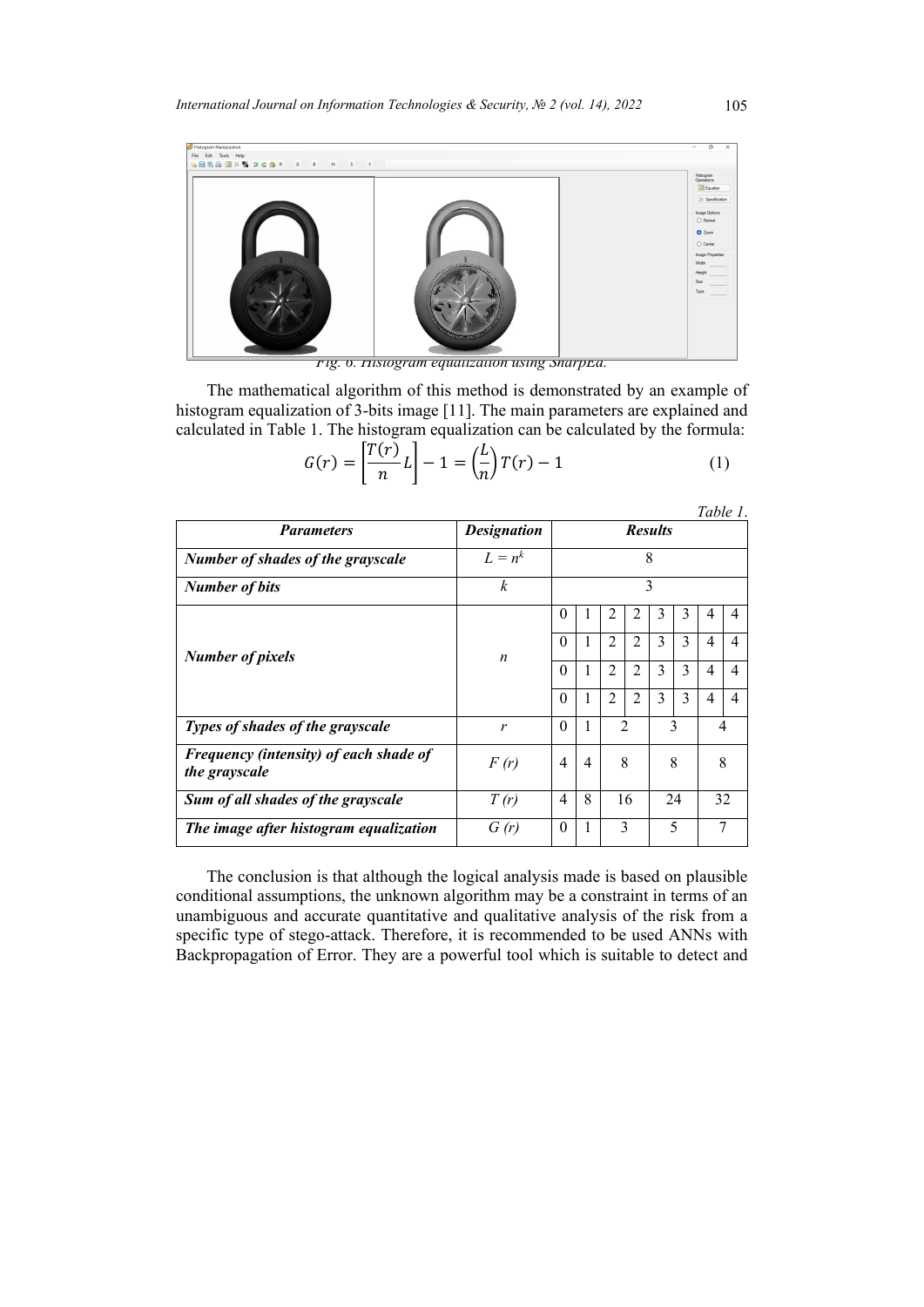Fig. 6. Histogram equalization using SharpEd.

The mathematical algorithm of this method is demonstrated by an example of histogram equalization of 3-bits image [11]. The main parameters are explained and calculated in Table 1. The histogram equalization can be calculated by the formula:

$$G(r) = \left[\frac{T(r)}{n}L\right] - 1 = \left(\frac{L}{n}\right)T(r) - 1 \tag{1}$$

Table 1.

| ***Parameters*** | ***Designation*** | ***Results*** | | | | | | | |
|---|---|---|---|---|---|---|---|---|---|
| ***Number of shades of the grayscale*** | $L = n^k$ | 8 | | | | | | | |
| ***Number of bits*** | $k$ | 3 | | | | | | | |
| ***Number of pixels*** | $n$ | 0 | 1 | 2 | 2 | 3 | 3 | 4 | 4 |
| | | 0 | 1 | 2 | 2 | 3 | 3 | 4 | 4 |
| | | 0 | 1 | 2 | 2 | 3 | 3 | 4 | 4 |
| | | 0 | 1 | 2 | 2 | 3 | 3 | 4 | 4 |
| ***Types of shades of the grayscale*** | $r$ | 0 | 1 | 2 | | 3 | | 4 | |
| ***Frequency (intensity) of each shade of the grayscale*** | $F(r)$ | 4 | 4 | 8 | | 8 | | 8 | |
| ***Sum of all shades of the grayscale*** | $T(r)$ | 4 | 8 | 16 | | 24 | | 32 | |
| ***The image after histogram equalization*** | $G(r)$ | 0 | 1 | 3 | | 5 | | 7 | |

The conclusion is that although the logical analysis made is based on plausible conditional assumptions, the unknown algorithm may be a constraint in terms of an unambiguous and accurate quantitative and qualitative analysis of the risk from a specific type of stego-attack. Therefore, it is recommended to be used ANNs with Backpropagation of Error. They are a powerful tool which is suitable to detect and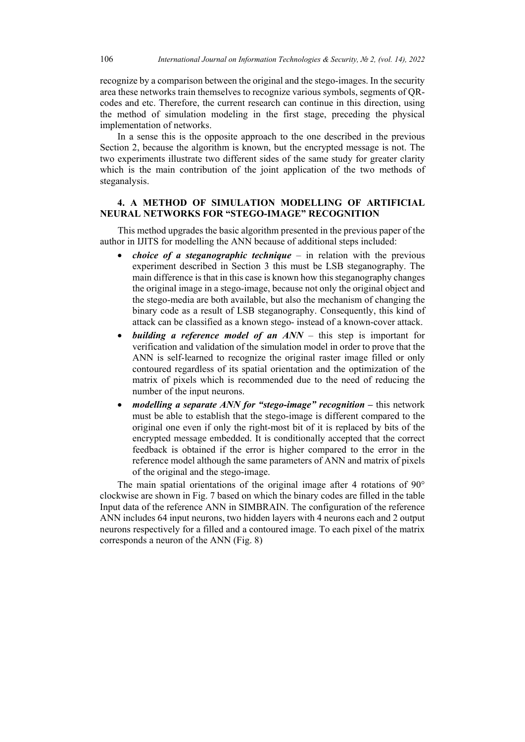recognize by a comparison between the original and the stego-images. In the security area these networks train themselves to recognize various symbols, segments of QR-codes and etc. Therefore, the current research can continue in this direction, using the method of simulation modeling in the first stage, preceding the physical implementation of networks.

In a sense this is the opposite approach to the one described in the previous Section 2, because the algorithm is known, but the encrypted message is not. The two experiments illustrate two different sides of the same study for greater clarity which is the main contribution of the joint application of the two methods of steganalysis.

## 4. A METHOD OF SIMULATION MODELLING OF ARTIFICIAL NEURAL NETWORKS FOR "STEGO-IMAGE" RECOGNITION

This method upgrades the basic algorithm presented in the previous paper of the author in IJITS for modelling the ANN because of additional steps included:

- ***choice of a steganographic technique*** – in relation with the previous experiment described in Section 3 this must be LSB steganography. The main difference is that in this case is known how this steganography changes the original image in a stego-image, because not only the original object and the stego-media are both available, but also the mechanism of changing the binary code as a result of LSB steganography. Consequently, this kind of attack can be classified as a known stego- instead of a known-cover attack.
- ***building a reference model of an ANN*** – this step is important for verification and validation of the simulation model in order to prove that the ANN is self-learned to recognize the original raster image filled or only contoured regardless of its spatial orientation and the optimization of the matrix of pixels which is recommended due to the need of reducing the number of the input neurons.
- ***modelling a separate ANN for "stego-image" recognition*** – this network must be able to establish that the stego-image is different compared to the original one even if only the right-most bit of it is replaced by bits of the encrypted message embedded. It is conditionally accepted that the correct feedback is obtained if the error is higher compared to the error in the reference model although the same parameters of ANN and matrix of pixels of the original and the stego-image.

The main spatial orientations of the original image after 4 rotations of 90° clockwise are shown in Fig. 7 based on which the binary codes are filled in the table Input data of the reference ANN in SIMBRAIN. The configuration of the reference ANN includes 64 input neurons, two hidden layers with 4 neurons each and 2 output neurons respectively for a filled and a contoured image. To each pixel of the matrix corresponds a neuron of the ANN (Fig. 8)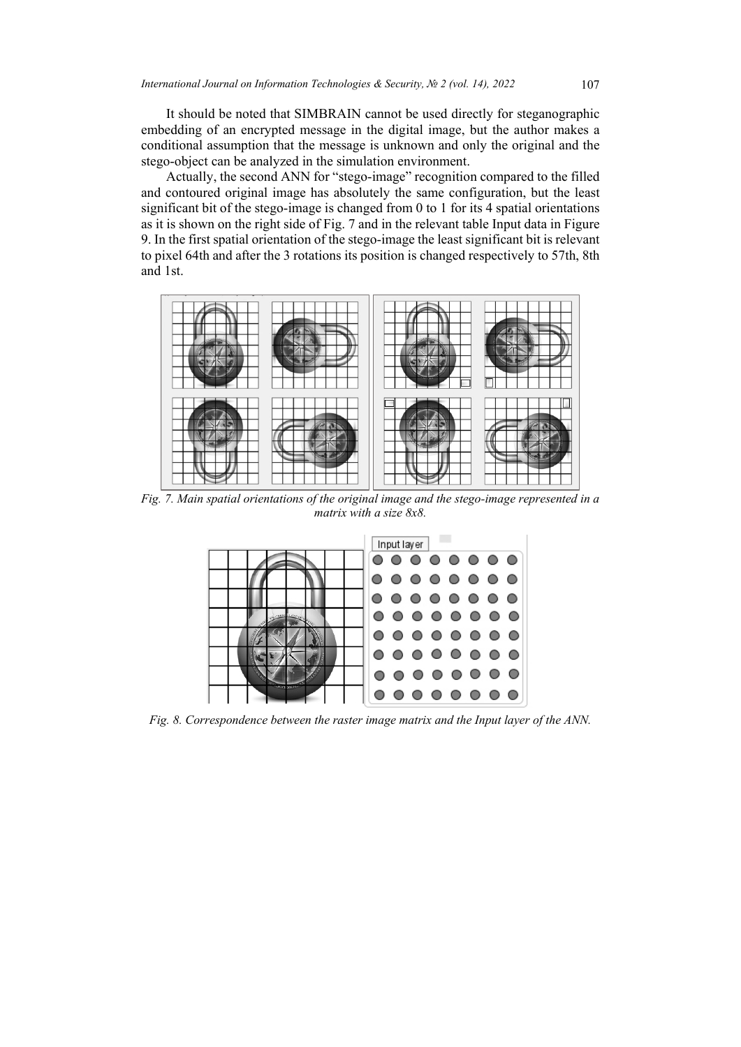It should be noted that SIMBRAIN cannot be used directly for steganographic embedding of an encrypted message in the digital image, but the author makes a conditional assumption that the message is unknown and only the original and the stego-object can be analyzed in the simulation environment.

Actually, the second ANN for "stego-image" recognition compared to the filled and contoured original image has absolutely the same configuration, but the least significant bit of the stego-image is changed from 0 to 1 for its 4 spatial orientations as it is shown on the right side of Fig. 7 and in the relevant table Input data in Figure 9. In the first spatial orientation of the stego-image the least significant bit is relevant to pixel 64th and after the 3 rotations its position is changed respectively to 57th, 8th and 1st.

*Fig. 7. Main spatial orientations of the original image and the stego-image represented in a matrix with a size 8x8.*

*Fig. 8. Correspondence between the raster image matrix and the Input layer of the ANN.*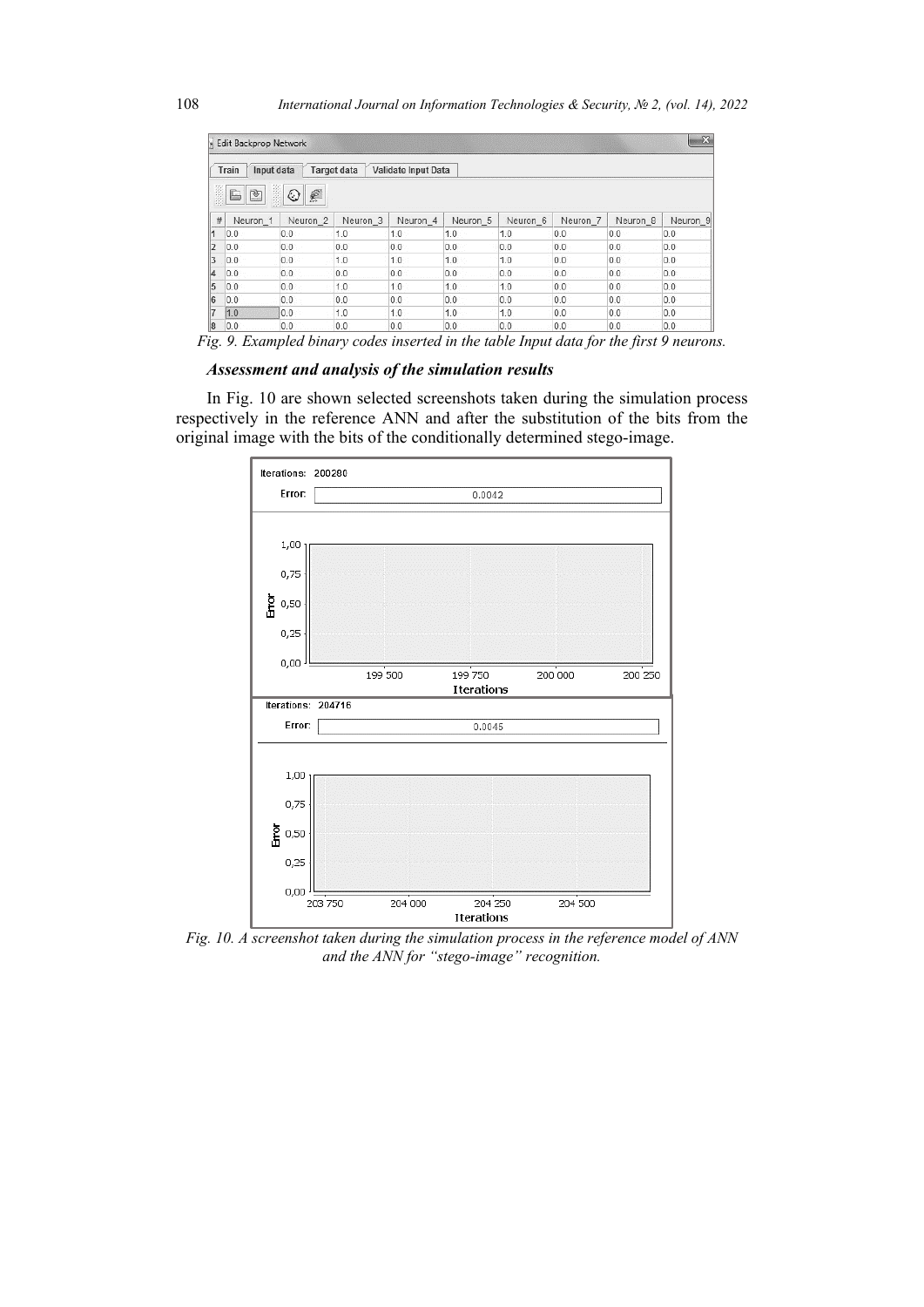| # | Neuron_1 | Neuron_2 | Neuron_3 | Neuron_4 | Neuron_5 | Neuron_6 | Neuron_7 | Neuron_8 | Neuron_9 |
|---|---|---|---|---|---|---|---|---|---|
| 1 | 0.0 | 0.0 | 1.0 | 1.0 | 1.0 | 1.0 | 0.0 | 0.0 | 0.0 |
| 2 | 0.0 | 0.0 | 0.0 | 0.0 | 0.0 | 0.0 | 0.0 | 0.0 | 0.0 |
| 3 | 0.0 | 0.0 | 1.0 | 1.0 | 1.0 | 1.0 | 0.0 | 0.0 | 0.0 |
| 4 | 0.0 | 0.0 | 0.0 | 0.0 | 0.0 | 0.0 | 0.0 | 0.0 | 0.0 |
| 5 | 0.0 | 0.0 | 1.0 | 1.0 | 1.0 | 1.0 | 0.0 | 0.0 | 0.0 |
| 6 | 0.0 | 0.0 | 0.0 | 0.0 | 0.0 | 0.0 | 0.0 | 0.0 | 0.0 |
| 7 | 1.0 | 0.0 | 1.0 | 1.0 | 1.0 | 1.0 | 0.0 | 0.0 | 0.0 |
| 8 | 0.0 | 0.0 | 0.0 | 0.0 | 0.0 | 0.0 | 0.0 | 0.0 | 0.0 |

*Fig. 9. Exampled binary codes inserted in the table Input data for the first 9 neurons.*

### *Assessment and analysis of the simulation results*

In Fig. 10 are shown selected screenshots taken during the simulation process respectively in the reference ANN and after the substitution of the bits from the original image with the bits of the conditionally determined stego-image.

*Fig. 10. A screenshot taken during the simulation process in the reference model of ANN and the ANN for "stego-image" recognition.*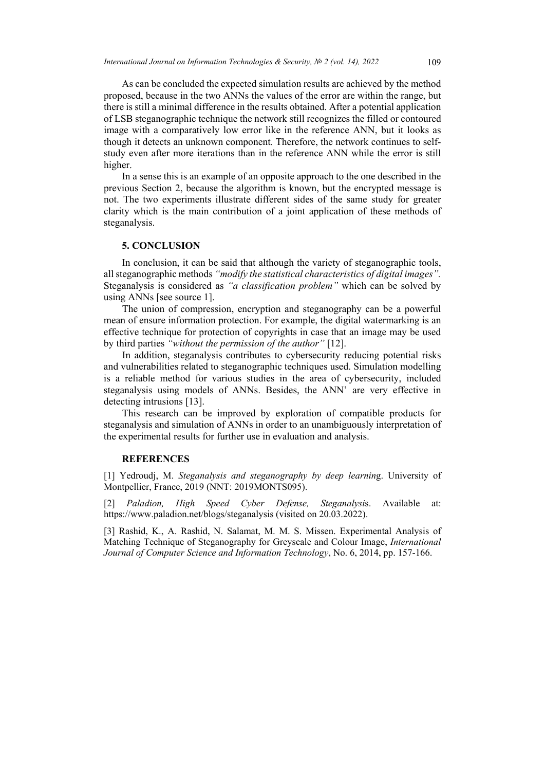As can be concluded the expected simulation results are achieved by the method proposed, because in the two ANNs the values of the error are within the range, but there is still a minimal difference in the results obtained. After a potential application of LSB steganographic technique the network still recognizes the filled or contoured image with a comparatively low error like in the reference ANN, but it looks as though it detects an unknown component. Therefore, the network continues to self-study even after more iterations than in the reference ANN while the error is still higher.

In a sense this is an example of an opposite approach to the one described in the previous Section 2, because the algorithm is known, but the encrypted message is not. The two experiments illustrate different sides of the same study for greater clarity which is the main contribution of a joint application of these methods of steganalysis.

## 5. CONCLUSION

In conclusion, it can be said that although the variety of steganographic tools, all steganographic methods *"modify the statistical characteristics of digital images".* Steganalysis is considered as *"a classification problem"* which can be solved by using ANNs [see source 1].

The union of compression, encryption and steganography can be a powerful mean of ensure information protection. For example, the digital watermarking is an effective technique for protection of copyrights in case that an image may be used by third parties *"without the permission of the author"* [12].

In addition, steganalysis contributes to cybersecurity reducing potential risks and vulnerabilities related to steganographic techniques used. Simulation modelling is a reliable method for various studies in the area of cybersecurity, included steganalysis using models of ANNs. Besides, the ANN' are very effective in detecting intrusions [13].

This research can be improved by exploration of compatible products for steganalysis and simulation of ANNs in order to an unambiguously interpretation of the experimental results for further use in evaluation and analysis.

## REFERENCES

[1] Yedroudj, M. *Steganalysis and steganography by deep learning*. University of Montpellier, France, 2019 (NNT: 2019MONTS095).

[2] *Paladion, High Speed Cyber Defense, Steganalysis*. Available at: https://www.paladion.net/blogs/steganalysis (visited on 20.03.2022).

[3] Rashid, K., A. Rashid, N. Salamat, M. M. S. Missen. Experimental Analysis of Matching Technique of Steganography for Greyscale and Colour Image, *International Journal of Computer Science and Information Technology*, No. 6, 2014, pp. 157-166.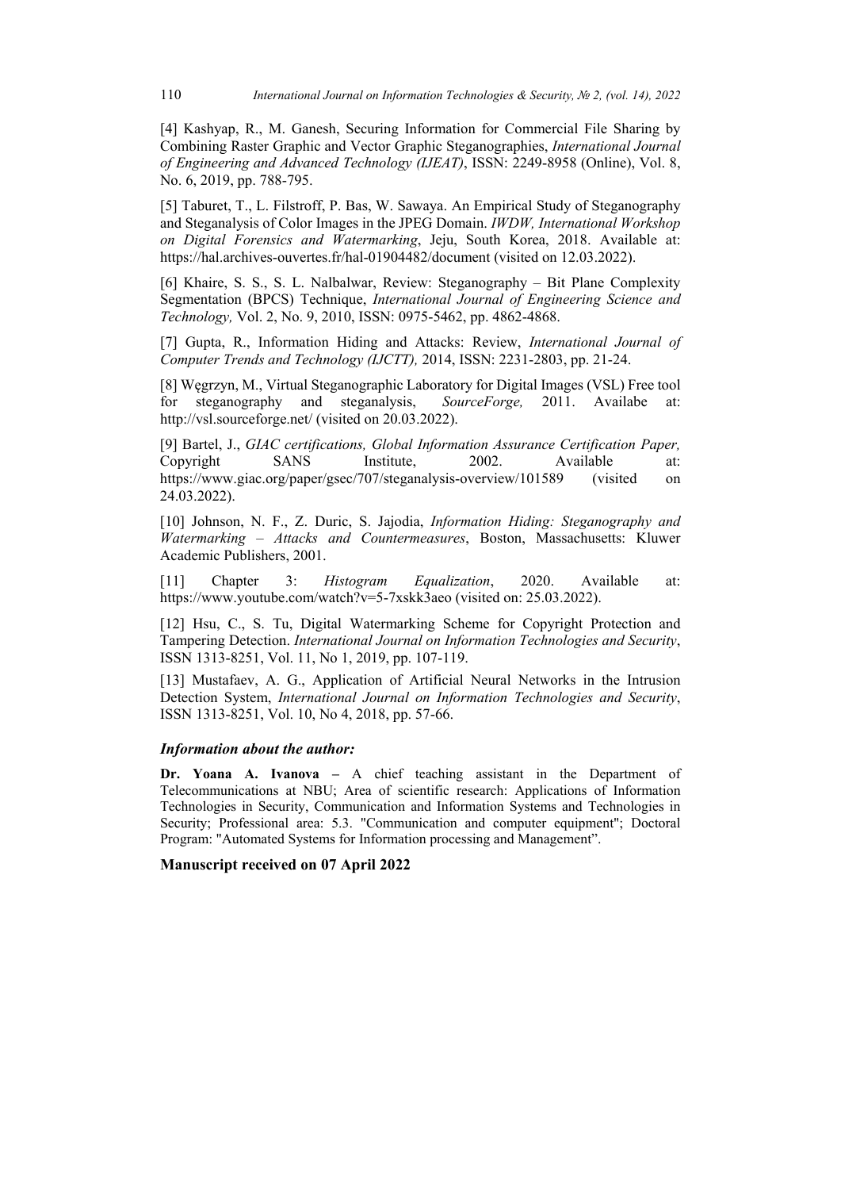[4] Kashyap, R., M. Ganesh, Securing Information for Commercial File Sharing by Combining Raster Graphic and Vector Graphic Steganographies, *International Journal of Engineering and Advanced Technology (IJEAT)*, ISSN: 2249-8958 (Online), Vol. 8, No. 6, 2019, pp. 788-795.

[5] Taburet, T., L. Filstroff, P. Bas, W. Sawaya. An Empirical Study of Steganography and Steganalysis of Color Images in the JPEG Domain. *IWDW, International Workshop on Digital Forensics and Watermarking*, Jeju, South Korea, 2018. Available at: https://hal.archives-ouvertes.fr/hal-01904482/document (visited on 12.03.2022).

[6] Khaire, S. S., S. L. Nalbalwar, Review: Steganography – Bit Plane Complexity Segmentation (BPCS) Technique, *International Journal of Engineering Science and Technology,* Vol. 2, No. 9, 2010, ISSN: 0975-5462, pp. 4862-4868.

[7] Gupta, R., Information Hiding and Attacks: Review, *International Journal of Computer Trends and Technology (IJCTT),* 2014, ISSN: 2231-2803, pp. 21-24.

[8] Węgrzyn, M., Virtual Steganographic Laboratory for Digital Images (VSL) Free tool for steganography and steganalysis, *SourceForge,* 2011. Availabe at: http://vsl.sourceforge.net/ (visited on 20.03.2022).

[9] Bartel, J., *GIAC certifications, Global Information Assurance Certification Paper,* Copyright SANS Institute, 2002. Available at: https://www.giac.org/paper/gsec/707/steganalysis-overview/101589 (visited on 24.03.2022).

[10] Johnson, N. F., Z. Duric, S. Jajodia, *Information Hiding: Steganography and Watermarking – Attacks and Countermeasures*, Boston, Massachusetts: Kluwer Academic Publishers, 2001.

[11] Chapter 3: *Histogram Equalization*, 2020. Available at: https://www.youtube.com/watch?v=5-7xskk3aeo (visited on: 25.03.2022).

[12] Hsu, C., S. Tu, Digital Watermarking Scheme for Copyright Protection and Tampering Detection. *International Journal on Information Technologies and Security*, ISSN 1313-8251, Vol. 11, No 1, 2019, pp. 107-119.

[13] Mustafaev, A. G., Application of Artificial Neural Networks in the Intrusion Detection System, *International Journal on Information Technologies and Security*, ISSN 1313-8251, Vol. 10, No 4, 2018, pp. 57-66.

### *Information about the author:*

**Dr. Yoana A. Ivanova –** A chief teaching assistant in the Department of Telecommunications at NBU; Area of scientific research: Applications of Information Technologies in Security, Communication and Information Systems and Technologies in Security; Professional area: 5.3. "Communication and computer equipment"; Doctoral Program: "Automated Systems for Information processing and Management".

**Manuscript received on 07 April 2022**